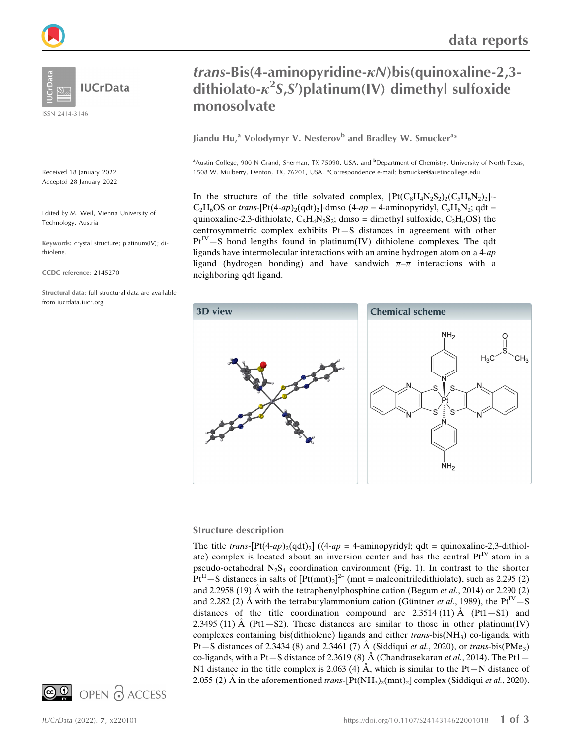# *trans*-Bis(4-aminopyridine-κ*N*)bis(quinoxaline-2,3-dithiolato-κ$^2$*S*,*S*′)platinum(IV) dimethyl sulfoxide monosolvate

ISSN 2414-3146

**Jiandu Hu,[a] Volodymyr V. Nesterov[b] and Bradley W. Smucker[a]***

[a]Austin College, 900 N Grand, Sherman, TX 75090, USA, and [b]Department of Chemistry, University of North Texas, 1508 W. Mulberry, Denton, TX, 76201, USA. *Correspondence e-mail: bsmucker@austincollege.edu

Received 18 January 2022
Accepted 28 January 2022

Edited by M. Weil, Vienna University of Technology, Austria

**Keywords:** crystal structure; platinum(IV); dithiolene.

**CCDC reference**: 2145270

**Structural data**: full structural data are available from iucrdata.iucr.org

In the structure of the title solvated complex, $[Pt(C_8H_4N_2S_2)_2(C_5H_6N_2)_2]\cdot C_2H_6OS$ or *trans*-[Pt(4-*ap*)$_2$(qdt)$_2$]·dmso (4-*ap* = 4-aminopyridyl, $C_5H_6N_2$; qdt = quinoxaline-2,3-dithiolate, $C_8H_4N_2S_2$; dmso = dimethyl sulfoxide, $C_2H_6OS$) the centrosymmetric complex exhibits Pt—S distances in agreement with other Pt$^{IV}$—S bond lengths found in platinum(IV) dithiolene complexes. The qdt ligands have intermolecular interactions with an amine hydrogen atom on a 4-*ap* ligand (hydrogen bonding) and have sandwich π–π interactions with a neighboring qdt ligand.

**3D view**

**Chemical scheme**

## Structure description

The title *trans*-[Pt(4-*ap*)$_2$(qdt)$_2$] ((4-*ap* = 4-aminopyridyl; qdt = quinoxaline-2,3-dithiolate) complex is located about an inversion center and has the central Pt$^{IV}$ atom in a pseudo-octahedral $N_2S_4$ coordination environment (Fig. 1). In contrast to the shorter Pt$^{II}$—S distances in salts of $[Pt(mnt)_2]^{2-}$ (mnt = maleonitriledithiolate), such as 2.295 (2) and 2.2958 (19) Å with the tetraphenylphosphine cation (Begum *et al.*, 2014) or 2.290 (2) and 2.282 (2) Å with the tetrabutylammonium cation (Güntner *et al.*, 1989), the Pt$^{IV}$—S distances of the title coordination compound are 2.3514 (11) Å (Pt1—S1) and 2.3495 (11) Å (Pt1—S2). These distances are similar to those in other platinum(IV) complexes containing bis(dithiolene) ligands and either *trans*-bis(NH$_3$) co-ligands, with Pt—S distances of 2.3434 (8) and 2.3461 (7) Å (Siddiqui *et al.*, 2020), or *trans*-bis(PMe$_3$) co-ligands, with a Pt—S distance of 2.3619 (8) Å (Chandrasekaran *et al.*, 2014). The Pt1—N1 distance in the title complex is 2.063 (4) Å, which is similar to the Pt—N distance of 2.055 (2) Å in the aforementioned *trans*-[Pt(NH$_3$)$_2$(mnt)$_2$] complex (Siddiqui *et al.*, 2020).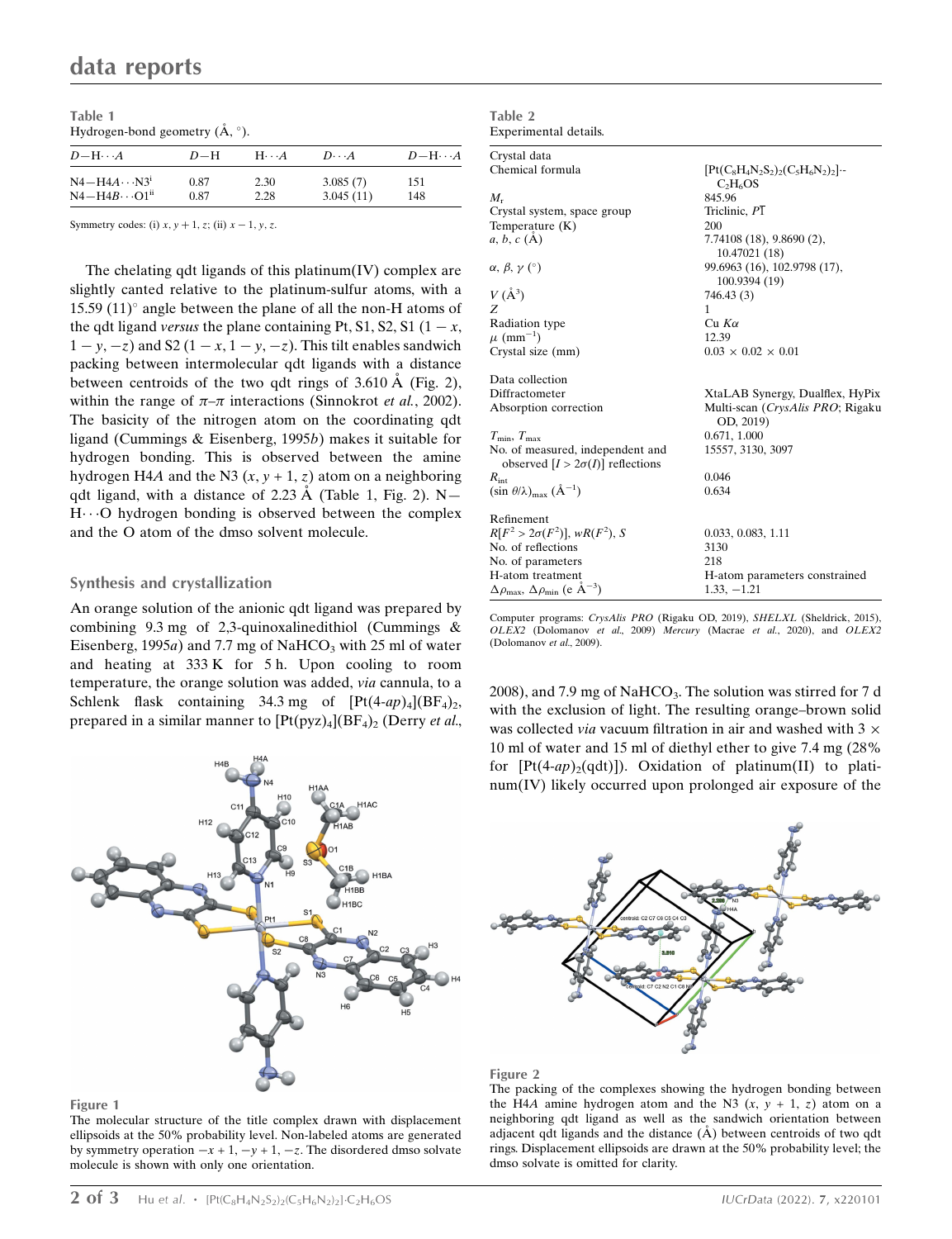**Table 1**
Hydrogen-bond geometry (Å, °).

| $D$—H···$A$ | $D$—H | H···$A$ | $D$···$A$ | $D$—H···$A$ |
|---|---|---|---|---|
| N4—H4$A$···N3[i] | 0.87 | 2.30 | 3.085 (7) | 151 |
| N4—H4$B$···O1[ii] | 0.87 | 2.28 | 3.045 (11) | 148 |

Symmetry codes: (i) $x, y + 1, z$; (ii) $x - 1, y, z$.

The chelating qdt ligands of this platinum(IV) complex are slightly canted relative to the platinum-sulfur atoms, with a 15.59 (11)° angle between the plane of all the non-H atoms of the qdt ligand *versus* the plane containing Pt, S1, S2, S1 ($1 - x$, $1 - y$, $-z$) and S2 ($1 - x$, $1 - y$, $-z$). This tilt enables sandwich packing between intermolecular qdt ligands with a distance between centroids of the two qdt rings of 3.610 Å (Fig. 2), within the range of $\pi$–$\pi$ interactions (Sinnokrot *et al.*, 2002). The basicity of the nitrogen atom on the coordinating qdt ligand (Cummings & Eisenberg, 1995*b*) makes it suitable for hydrogen bonding. This is observed between the amine hydrogen H4*A* and the N3 ($x$, $y + 1$, $z$) atom on a neighboring qdt ligand, with a distance of 2.23 Å (Table 1, Fig. 2). N—H···O hydrogen bonding is observed between the complex and the O atom of the dmso solvent molecule.

## Synthesis and crystallization

An orange solution of the anionic qdt ligand was prepared by combining 9.3 mg of 2,3-quinoxalinedithiol (Cummings & Eisenberg, 1995*a*) and 7.7 mg of $NaHCO_3$ with 25 ml of water and heating at 333 K for 5 h. Upon cooling to room temperature, the orange solution was added, *via* cannula, to a Schlenk flask containing 34.3 mg of $[Pt(4\text{-}ap)_4](BF_4)_2$, prepared in a similar manner to $[Pt(pyz)_4](BF_4)_2$ (Derry *et al.*, 2008), and 7.9 mg of $NaHCO_3$. The solution was stirred for 7 d with the exclusion of light. The resulting orange–brown solid was collected *via* vacuum filtration in air and washed with 3 × 10 ml of water and 15 ml of diethyl ether to give 7.4 mg (28% for $[Pt(4\text{-}ap)_2(qdt)]$). Oxidation of platinum(II) to platinum(IV) likely occurred upon prolonged air exposure of the

**Table 2**
Experimental details.

| | |
|---|---|
| **Crystal data** | |
| Chemical formula | $[Pt(C_8H_4N_2S_2)_2(C_5H_6N_2)_2]\cdot C_2H_6OS$ |
| $M_r$ | 845.96 |
| Crystal system, space group | Triclinic, $P\overline{1}$ |
| Temperature (K) | 200 |
| $a$, $b$, $c$ (Å) | 7.74108 (18), 9.8690 (2), 10.47021 (18) |
| $\alpha$, $\beta$, $\gamma$ (°) | 99.6963 (16), 102.9798 (17), 100.9394 (19) |
| $V$ (Å³) | 746.43 (3) |
| $Z$ | 1 |
| Radiation type | Cu $K\alpha$ |
| $\mu$ (mm⁻¹) | 12.39 |
| Crystal size (mm) | 0.03 × 0.02 × 0.01 |
| **Data collection** | |
| Diffractometer | XtaLAB Synergy, Dualflex, HyPix |
| Absorption correction | Multi-scan (*CrysAlis PRO*; Rigaku OD, 2019) |
| $T_{min}$, $T_{max}$ | 0.671, 1.000 |
| No. of measured, independent and observed [$I > 2\sigma(I)$] reflections | 15557, 3130, 3097 |
| $R_{int}$ | 0.046 |
| $(\sin \theta/\lambda)_{max}$ (Å⁻¹) | 0.634 |
| **Refinement** | |
| $R[F^2 > 2\sigma(F^2)]$, $wR(F^2)$, $S$ | 0.033, 0.083, 1.11 |
| No. of reflections | 3130 |
| No. of parameters | 218 |
| H-atom treatment | H-atom parameters constrained |
| $\Delta\rho_{max}$, $\Delta\rho_{min}$ (e Å⁻³) | 1.33, −1.21 |

Computer programs: *CrysAlis PRO* (Rigaku OD, 2019), *SHELXL* (Sheldrick, 2015), *OLEX2* (Dolomanov *et al.*, 2009) *Mercury* (Macrae *et al.*, 2020), and *OLEX2* (Dolomanov *et al.*, 2009).

**Figure 1**
The molecular structure of the title complex drawn with displacement ellipsoids at the 50% probability level. Non-labeled atoms are generated by symmetry operation $-x + 1, -y + 1, -z$. The disordered dmso solvate molecule is shown with only one orientation.

**Figure 2**
The packing of the complexes showing the hydrogen bonding between the H4*A* amine hydrogen atom and the N3 ($x$, $y + 1$, $z$) atom on a neighboring qdt ligand as well as the sandwich orientation between adjacent qdt ligands and the distance (Å) between centroids of two qdt rings. Displacement ellipsoids are drawn at the 50% probability level; the dmso solvate is omitted for clarity.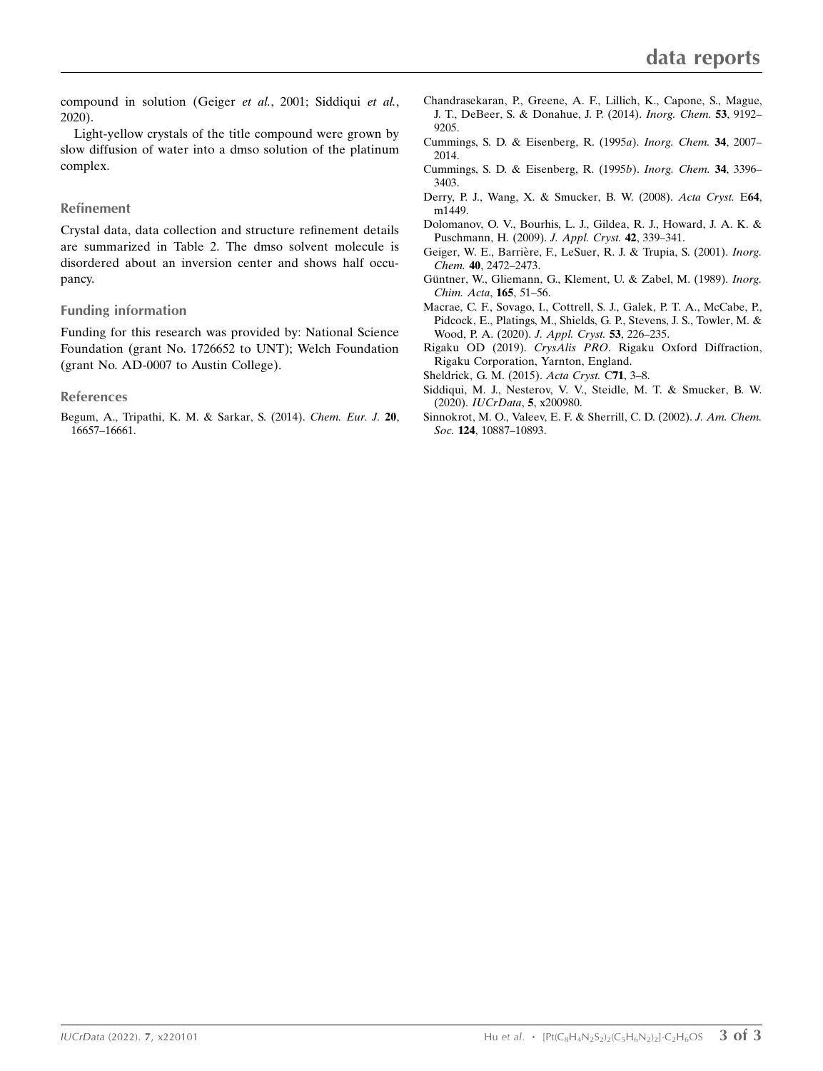compound in solution (Geiger *et al.*, 2001; Siddiqui *et al.*, 2020).

Light-yellow crystals of the title compound were grown by slow diffusion of water into a dmso solution of the platinum complex.

## Refinement

Crystal data, data collection and structure refinement details are summarized in Table 2. The dmso solvent molecule is disordered about an inversion center and shows half occupancy.

## Funding information

Funding for this research was provided by: National Science Foundation (grant No. 1726652 to UNT); Welch Foundation (grant No. AD-0007 to Austin College).

## References

Begum, A., Tripathi, K. M. & Sarkar, S. (2014). *Chem. Eur. J.* **20**, 16657–16661.

Chandrasekaran, P., Greene, A. F., Lillich, K., Capone, S., Mague, J. T., DeBeer, S. & Donahue, J. P. (2014). *Inorg. Chem.* **53**, 9192–9205.

Cummings, S. D. & Eisenberg, R. (1995*a*). *Inorg. Chem.* **34**, 2007–2014.

Cummings, S. D. & Eisenberg, R. (1995*b*). *Inorg. Chem.* **34**, 3396–3403.

Derry, P. J., Wang, X. & Smucker, B. W. (2008). *Acta Cryst.* E**64**, m1449.

Dolomanov, O. V., Bourhis, L. J., Gildea, R. J., Howard, J. A. K. & Puschmann, H. (2009). *J. Appl. Cryst.* **42**, 339–341.

Geiger, W. E., Barrière, F., LeSuer, R. J. & Trupia, S. (2001). *Inorg. Chem.* **40**, 2472–2473.

Güntner, W., Gliemann, G., Klement, U. & Zabel, M. (1989). *Inorg. Chim. Acta*, **165**, 51–56.

Macrae, C. F., Sovago, I., Cottrell, S. J., Galek, P. T. A., McCabe, P., Pidcock, E., Platings, M., Shields, G. P., Stevens, J. S., Towler, M. & Wood, P. A. (2020). *J. Appl. Cryst.* **53**, 226–235.

Rigaku OD (2019). *CrysAlis PRO*. Rigaku Oxford Diffraction, Rigaku Corporation, Yarnton, England.

Sheldrick, G. M. (2015). *Acta Cryst.* C**71**, 3–8.

Siddiqui, M. J., Nesterov, V. V., Steidle, M. T. & Smucker, B. W. (2020). *IUCrData*, **5**, x200980.

Sinnokrot, M. O., Valeev, E. F. & Sherrill, C. D. (2002). *J. Am. Chem. Soc.* **124**, 10887–10893.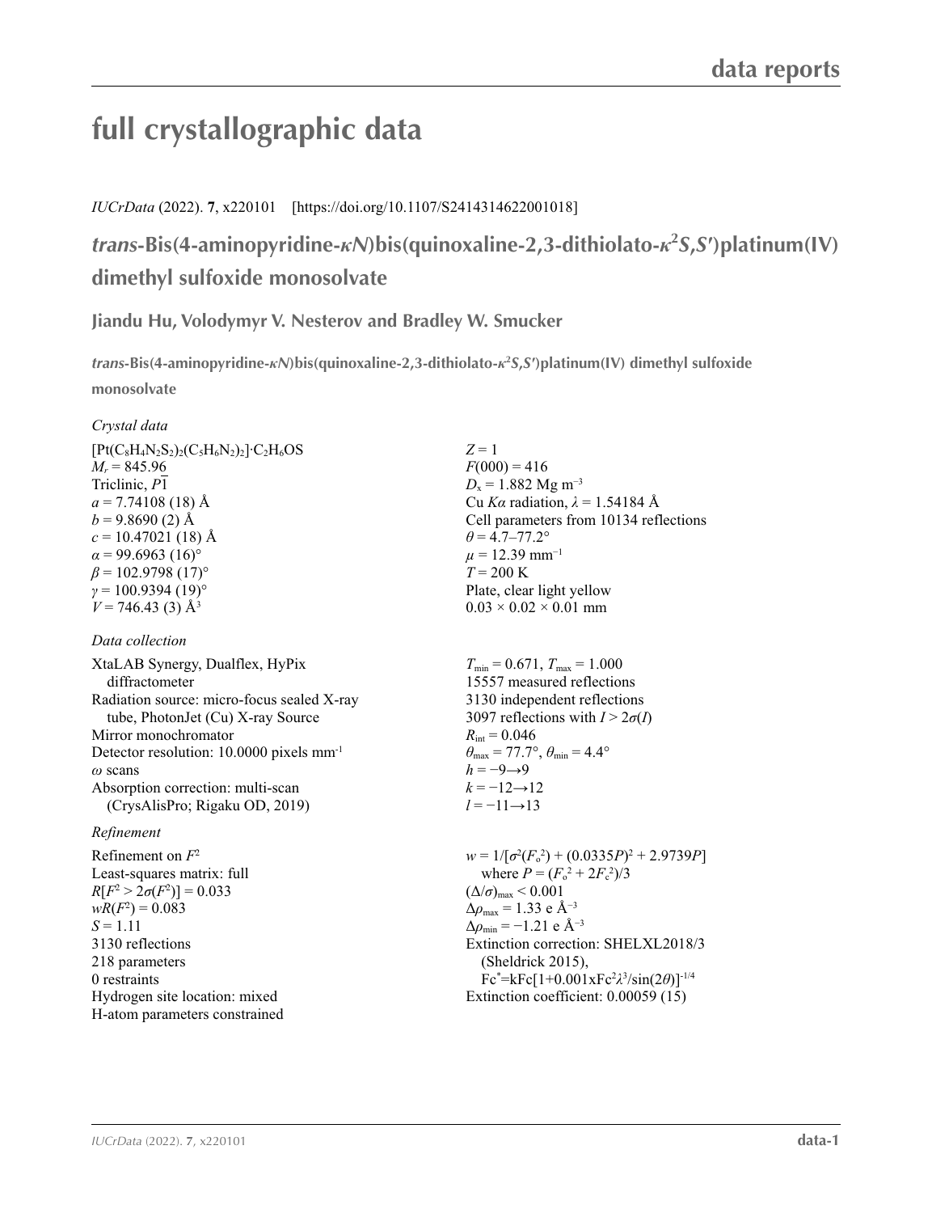# full crystallographic data

*IUCrData* (2022). **7**, x220101 [https://doi.org/10.1107/S2414314622001018]

## *trans*-Bis(4-aminopyridine-$\kappa N$)bis(quinoxaline-2,3-dithiolato-$\kappa^2 S,S'$)platinum(IV) dimethyl sulfoxide monosolvate

**Jiandu Hu, Volodymyr V. Nesterov and Bradley W. Smucker**

***trans*-Bis(4-aminopyridine-$\kappa N$)bis(quinoxaline-2,3-dithiolato-$\kappa^2 S,S'$)platinum(IV) dimethyl sulfoxide monosolvate**

### *Crystal data*

$[Pt(C_8H_4N_2S_2)_2(C_5H_6N_2)_2]\cdot C_2H_6OS$
$M_r = 845.96$
Triclinic, $P\overline{1}$
$a = 7.74108$ (18) Å
$b = 9.8690$ (2) Å
$c = 10.47021$ (18) Å
$\alpha = 99.6963$ (16)°
$\beta = 102.9798$ (17)°
$\gamma = 100.9394$ (19)°
$V = 746.43$ (3) Å$^3$
$Z = 1$
$F(000) = 416$
$D_x = 1.882$ Mg m$^{-3}$
Cu $K\alpha$ radiation, $\lambda = 1.54184$ Å
Cell parameters from 10134 reflections
$\theta = 4.7$–77.2°
$\mu = 12.39$ mm$^{-1}$
$T = 200$ K
Plate, clear light yellow
$0.03 \times 0.02 \times 0.01$ mm

### *Data collection*

XtaLAB Synergy, Dualflex, HyPix diffractometer
Radiation source: micro-focus sealed X-ray tube, PhotonJet (Cu) X-ray Source
Mirror monochromator
Detector resolution: 10.0000 pixels mm$^{-1}$
$\omega$ scans
Absorption correction: multi-scan (CrysAlisPro; Rigaku OD, 2019)
$T_{min} = 0.671$, $T_{max} = 1.000$
15557 measured reflections
3130 independent reflections
3097 reflections with $I > 2\sigma(I)$
$R_{int} = 0.046$
$\theta_{max} = 77.7°$, $\theta_{min} = 4.4°$
$h = -9 \rightarrow 9$
$k = -12 \rightarrow 12$
$l = -11 \rightarrow 13$

### *Refinement*

Refinement on $F^2$
Least-squares matrix: full
$R[F^2 > 2\sigma(F^2)] = 0.033$
$wR(F^2) = 0.083$
$S = 1.11$
3130 reflections
218 parameters
0 restraints
Hydrogen site location: mixed
H-atom parameters constrained
$w = 1/[\sigma^2(F_o^2) + (0.0335P)^2 + 2.9739P]$
where $P = (F_o^2 + 2F_c^2)/3$
$(\Delta/\sigma)_{max} < 0.001$
$\Delta\rho_{max} = 1.33$ e Å$^{-3}$
$\Delta\rho_{min} = -1.21$ e Å$^{-3}$
Extinction correction: SHELXL2018/3 (Sheldrick 2015), $Fc^*=kFc[1+0.001xFc^2\lambda^3/\sin(2\theta)]^{-1/4}$
Extinction coefficient: 0.00059 (15)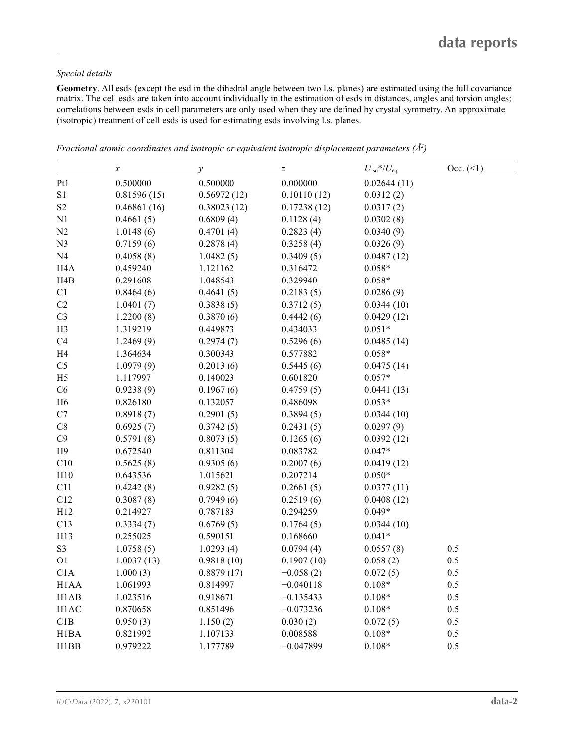*Special details*

**Geometry**. All esds (except the esd in the dihedral angle between two l.s. planes) are estimated using the full covariance matrix. The cell esds are taken into account individually in the estimation of esds in distances, angles and torsion angles; correlations between esds in cell parameters are only used when they are defined by crystal symmetry. An approximate (isotropic) treatment of cell esds is used for estimating esds involving l.s. planes.

*Fractional atomic coordinates and isotropic or equivalent isotropic displacement parameters (Å$^2$)*

| | *x* | *y* | *z* | $U_{iso}$*/$U_{eq}$ | Occ. (<1) |
|---|---|---|---|---|---|
| Pt1 | 0.500000 | 0.500000 | 0.000000 | 0.02644 (11) | |
| S1 | 0.81596 (15) | 0.56972 (12) | 0.10110 (12) | 0.0312 (2) | |
| S2 | 0.46861 (16) | 0.38023 (12) | 0.17238 (12) | 0.0317 (2) | |
| N1 | 0.4661 (5) | 0.6809 (4) | 0.1128 (4) | 0.0302 (8) | |
| N2 | 1.0148 (6) | 0.4701 (4) | 0.2823 (4) | 0.0340 (9) | |
| N3 | 0.7159 (6) | 0.2878 (4) | 0.3258 (4) | 0.0326 (9) | |
| N4 | 0.4058 (8) | 1.0482 (5) | 0.3409 (5) | 0.0487 (12) | |
| H4A | 0.459240 | 1.121162 | 0.316472 | 0.058* | |
| H4B | 0.291608 | 1.048543 | 0.329940 | 0.058* | |
| C1 | 0.8464 (6) | 0.4641 (5) | 0.2183 (5) | 0.0286 (9) | |
| C2 | 1.0401 (7) | 0.3838 (5) | 0.3712 (5) | 0.0344 (10) | |
| C3 | 1.2200 (8) | 0.3870 (6) | 0.4442 (6) | 0.0429 (12) | |
| H3 | 1.319219 | 0.449873 | 0.434033 | 0.051* | |
| C4 | 1.2469 (9) | 0.2974 (7) | 0.5296 (6) | 0.0485 (14) | |
| H4 | 1.364634 | 0.300343 | 0.577882 | 0.058* | |
| C5 | 1.0979 (9) | 0.2013 (6) | 0.5445 (6) | 0.0475 (14) | |
| H5 | 1.117997 | 0.140023 | 0.601820 | 0.057* | |
| C6 | 0.9238 (9) | 0.1967 (6) | 0.4759 (5) | 0.0441 (13) | |
| H6 | 0.826180 | 0.132057 | 0.486098 | 0.053* | |
| C7 | 0.8918 (7) | 0.2901 (5) | 0.3894 (5) | 0.0344 (10) | |
| C8 | 0.6925 (7) | 0.3742 (5) | 0.2431 (5) | 0.0297 (9) | |
| C9 | 0.5791 (8) | 0.8073 (5) | 0.1265 (6) | 0.0392 (12) | |
| H9 | 0.672540 | 0.811304 | 0.083782 | 0.047* | |
| C10 | 0.5625 (8) | 0.9305 (6) | 0.2007 (6) | 0.0419 (12) | |
| H10 | 0.643536 | 1.015621 | 0.207214 | 0.050* | |
| C11 | 0.4242 (8) | 0.9282 (5) | 0.2661 (5) | 0.0377 (11) | |
| C12 | 0.3087 (8) | 0.7949 (6) | 0.2519 (6) | 0.0408 (12) | |
| H12 | 0.214927 | 0.787183 | 0.294259 | 0.049* | |
| C13 | 0.3334 (7) | 0.6769 (5) | 0.1764 (5) | 0.0344 (10) | |
| H13 | 0.255025 | 0.590151 | 0.168660 | 0.041* | |
| S3 | 1.0758 (5) | 1.0293 (4) | 0.0794 (4) | 0.0557 (8) | 0.5 |
| O1 | 1.0037 (13) | 0.9818 (10) | 0.1907 (10) | 0.058 (2) | 0.5 |
| C1A | 1.000 (3) | 0.8879 (17) | −0.058 (2) | 0.072 (5) | 0.5 |
| H1AA | 1.061993 | 0.814997 | −0.040118 | 0.108* | 0.5 |
| H1AB | 1.023516 | 0.918671 | −0.135433 | 0.108* | 0.5 |
| H1AC | 0.870658 | 0.851496 | −0.073236 | 0.108* | 0.5 |
| C1B | 0.950 (3) | 1.150 (2) | 0.030 (2) | 0.072 (5) | 0.5 |
| H1BA | 0.821992 | 1.107133 | 0.008588 | 0.108* | 0.5 |
| H1BB | 0.979222 | 1.177789 | −0.047899 | 0.108* | 0.5 |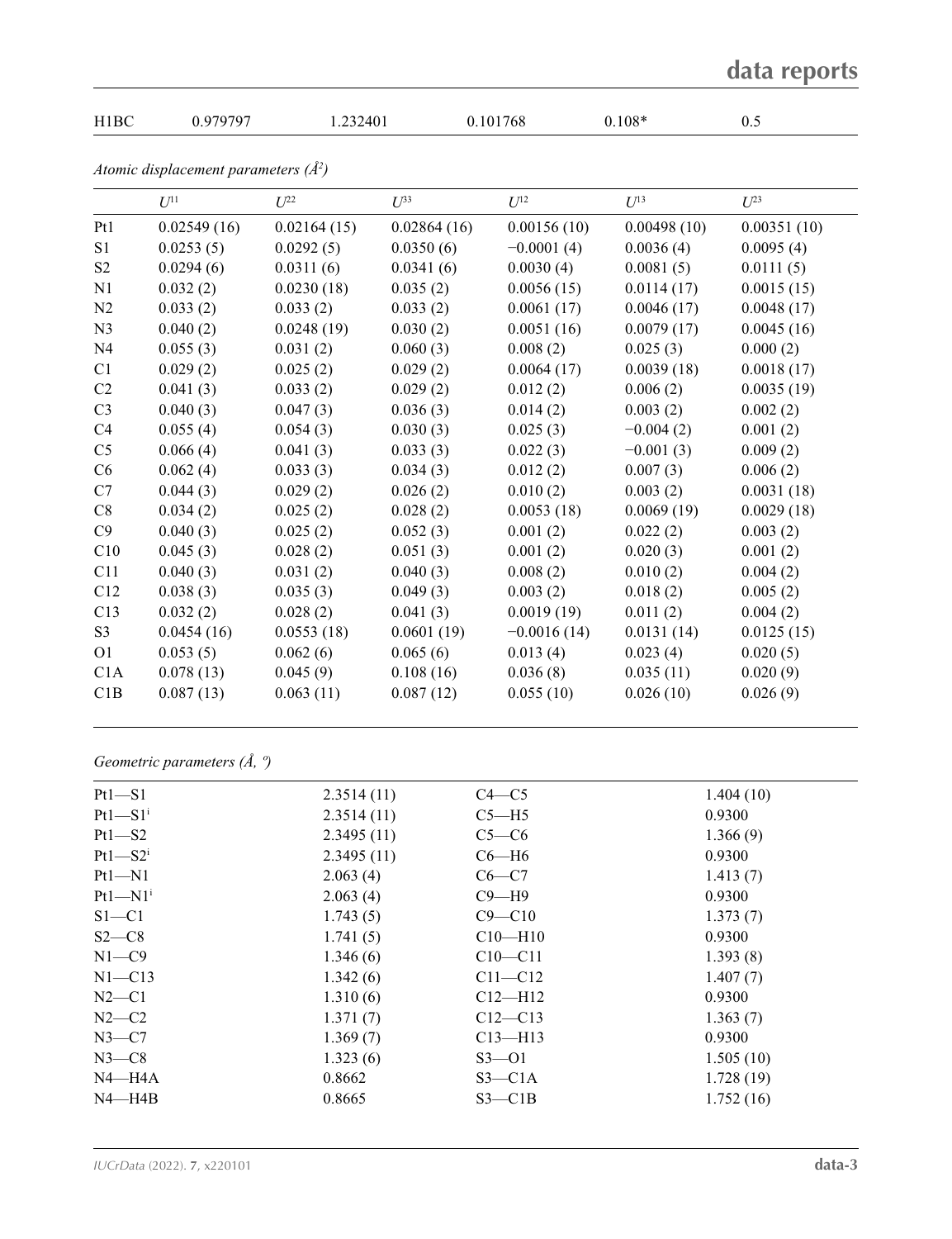| H1BC | 0.979797 | 1.232401 | 0.101768 | 0.108* | 0.5 |
|---|---|---|---|---|---|

*Atomic displacement parameters (Å$^2$)*

| | $U^{11}$ | $U^{22}$ | $U^{33}$ | $U^{12}$ | $U^{13}$ | $U^{23}$ |
|---|---|---|---|---|---|---|
| Pt1 | 0.02549 (16) | 0.02164 (15) | 0.02864 (16) | 0.00156 (10) | 0.00498 (10) | 0.00351 (10) |
| S1 | 0.0253 (5) | 0.0292 (5) | 0.0350 (6) | −0.0001 (4) | 0.0036 (4) | 0.0095 (4) |
| S2 | 0.0294 (6) | 0.0311 (6) | 0.0341 (6) | 0.0030 (4) | 0.0081 (5) | 0.0111 (5) |
| N1 | 0.032 (2) | 0.0230 (18) | 0.035 (2) | 0.0056 (15) | 0.0114 (17) | 0.0015 (15) |
| N2 | 0.033 (2) | 0.033 (2) | 0.033 (2) | 0.0061 (17) | 0.0046 (17) | 0.0048 (17) |
| N3 | 0.040 (2) | 0.0248 (19) | 0.030 (2) | 0.0051 (16) | 0.0079 (17) | 0.0045 (16) |
| N4 | 0.055 (3) | 0.031 (2) | 0.060 (3) | 0.008 (2) | 0.025 (3) | 0.000 (2) |
| C1 | 0.029 (2) | 0.025 (2) | 0.029 (2) | 0.0064 (17) | 0.0039 (18) | 0.0018 (17) |
| C2 | 0.041 (3) | 0.033 (2) | 0.029 (2) | 0.012 (2) | 0.006 (2) | 0.0035 (19) |
| C3 | 0.040 (3) | 0.047 (3) | 0.036 (3) | 0.014 (2) | 0.003 (2) | 0.002 (2) |
| C4 | 0.055 (4) | 0.054 (3) | 0.030 (3) | 0.025 (3) | −0.004 (2) | 0.001 (2) |
| C5 | 0.066 (4) | 0.041 (3) | 0.033 (3) | 0.022 (3) | −0.001 (3) | 0.009 (2) |
| C6 | 0.062 (4) | 0.033 (3) | 0.034 (3) | 0.012 (2) | 0.007 (3) | 0.006 (2) |
| C7 | 0.044 (3) | 0.029 (2) | 0.026 (2) | 0.010 (2) | 0.003 (2) | 0.0031 (18) |
| C8 | 0.034 (2) | 0.025 (2) | 0.028 (2) | 0.0053 (18) | 0.0069 (19) | 0.0029 (18) |
| C9 | 0.040 (3) | 0.025 (2) | 0.052 (3) | 0.001 (2) | 0.022 (2) | 0.003 (2) |
| C10 | 0.045 (3) | 0.028 (2) | 0.051 (3) | 0.001 (2) | 0.020 (3) | 0.001 (2) |
| C11 | 0.040 (3) | 0.031 (2) | 0.040 (3) | 0.008 (2) | 0.010 (2) | 0.004 (2) |
| C12 | 0.038 (3) | 0.035 (3) | 0.049 (3) | 0.003 (2) | 0.018 (2) | 0.005 (2) |
| C13 | 0.032 (2) | 0.028 (2) | 0.041 (3) | 0.0019 (19) | 0.011 (2) | 0.004 (2) |
| S3 | 0.0454 (16) | 0.0553 (18) | 0.0601 (19) | −0.0016 (14) | 0.0131 (14) | 0.0125 (15) |
| O1 | 0.053 (5) | 0.062 (6) | 0.065 (6) | 0.013 (4) | 0.023 (4) | 0.020 (5) |
| C1A | 0.078 (13) | 0.045 (9) | 0.108 (16) | 0.036 (8) | 0.035 (11) | 0.020 (9) |
| C1B | 0.087 (13) | 0.063 (11) | 0.087 (12) | 0.055 (10) | 0.026 (10) | 0.026 (9) |

*Geometric parameters (Å, º)*

| | | | |
|---|---|---|---|
| Pt1—S1 | 2.3514 (11) | C4—C5 | 1.404 (10) |
| Pt1—S1$^{i}$ | 2.3514 (11) | C5—H5 | 0.9300 |
| Pt1—S2 | 2.3495 (11) | C5—C6 | 1.366 (9) |
| Pt1—S2$^{i}$ | 2.3495 (11) | C6—H6 | 0.9300 |
| Pt1—N1 | 2.063 (4) | C6—C7 | 1.413 (7) |
| Pt1—N1$^{i}$ | 2.063 (4) | C9—H9 | 0.9300 |
| S1—C1 | 1.743 (5) | C9—C10 | 1.373 (7) |
| S2—C8 | 1.741 (5) | C10—H10 | 0.9300 |
| N1—C9 | 1.346 (6) | C10—C11 | 1.393 (8) |
| N1—C13 | 1.342 (6) | C11—C12 | 1.407 (7) |
| N2—C1 | 1.310 (6) | C12—H12 | 0.9300 |
| N2—C2 | 1.371 (7) | C12—C13 | 1.363 (7) |
| N3—C7 | 1.369 (7) | C13—H13 | 0.9300 |
| N3—C8 | 1.323 (6) | S3—O1 | 1.505 (10) |
| N4—H4A | 0.8662 | S3—C1A | 1.728 (19) |
| N4—H4B | 0.8665 | S3—C1B | 1.752 (16) |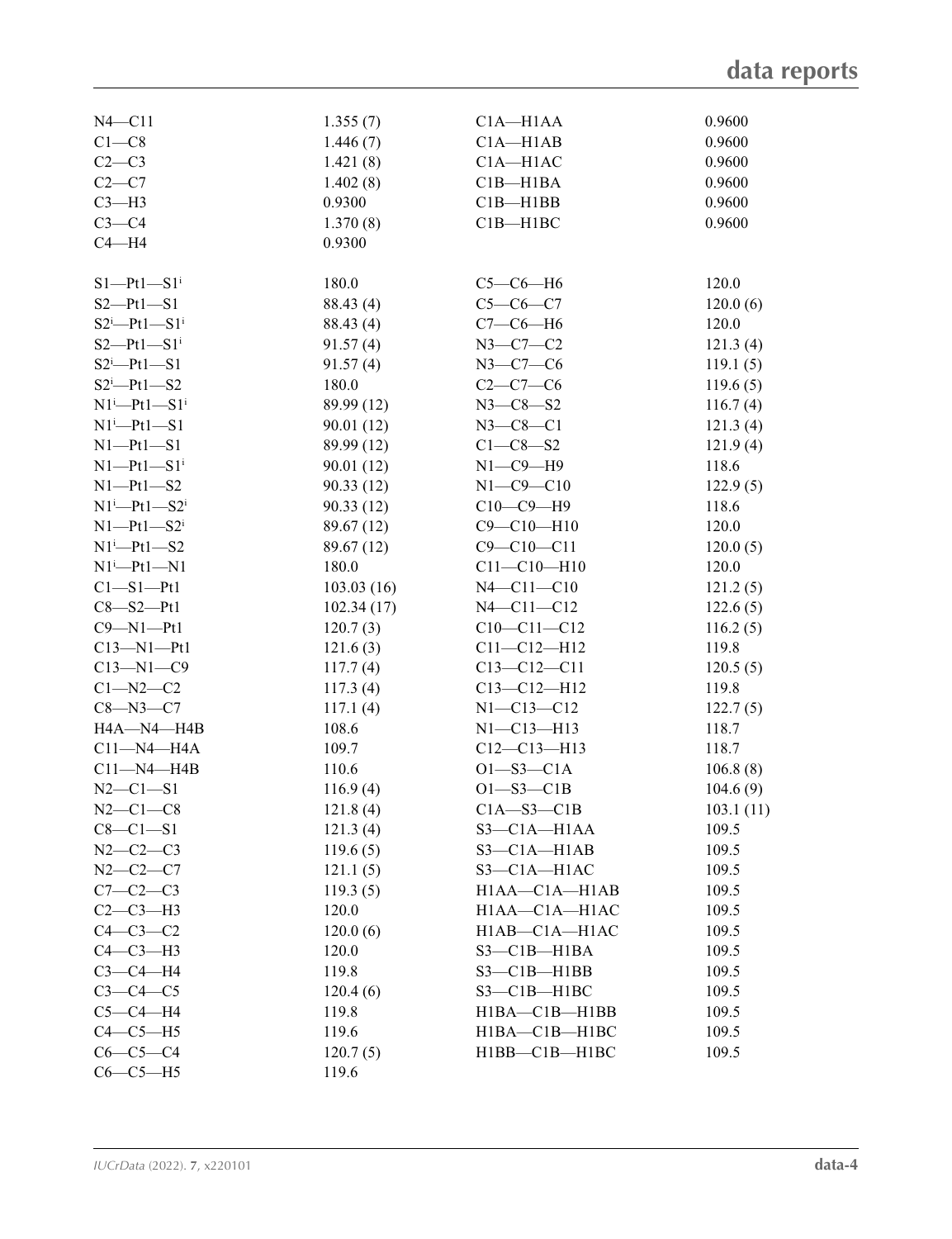| | | | |
|---|---|---|---|
| N4—C11 | 1.355 (7) | C1A—H1AA | 0.9600 |
| C1—C8 | 1.446 (7) | C1A—H1AB | 0.9600 |
| C2—C3 | 1.421 (8) | C1A—H1AC | 0.9600 |
| C2—C7 | 1.402 (8) | C1B—H1BA | 0.9600 |
| C3—H3 | 0.9300 | C1B—H1BB | 0.9600 |
| C3—C4 | 1.370 (8) | C1B—H1BC | 0.9600 |
| C4—H4 | 0.9300 | | |

| | | | |
|---|---|---|---|
| S1—Pt1—S1$^{i}$ | 180.0 | C5—C6—H6 | 120.0 |
| S2—Pt1—S1 | 88.43 (4) | C5—C6—C7 | 120.0 (6) |
| S2$^{i}$—Pt1—S1$^{i}$ | 88.43 (4) | C7—C6—H6 | 120.0 |
| S2—Pt1—S1$^{i}$ | 91.57 (4) | N3—C7—C2 | 121.3 (4) |
| S2$^{i}$—Pt1—S1 | 91.57 (4) | N3—C7—C6 | 119.1 (5) |
| S2$^{i}$—Pt1—S2 | 180.0 | C2—C7—C6 | 119.6 (5) |
| N1$^{i}$—Pt1—S1$^{i}$ | 89.99 (12) | N3—C8—S2 | 116.7 (4) |
| N1$^{i}$—Pt1—S1 | 90.01 (12) | N3—C8—C1 | 121.3 (4) |
| N1—Pt1—S1 | 89.99 (12) | C1—C8—S2 | 121.9 (4) |
| N1—Pt1—S1$^{i}$ | 90.01 (12) | N1—C9—H9 | 118.6 |
| N1—Pt1—S2 | 90.33 (12) | N1—C9—C10 | 122.9 (5) |
| N1$^{i}$—Pt1—S2$^{i}$ | 90.33 (12) | C10—C9—H9 | 118.6 |
| N1—Pt1—S2$^{i}$ | 89.67 (12) | C9—C10—H10 | 120.0 |
| N1$^{i}$—Pt1—S2 | 89.67 (12) | C9—C10—C11 | 120.0 (5) |
| N1$^{i}$—Pt1—N1 | 180.0 | C11—C10—H10 | 120.0 |
| C1—S1—Pt1 | 103.03 (16) | N4—C11—C10 | 121.2 (5) |
| C8—S2—Pt1 | 102.34 (17) | N4—C11—C12 | 122.6 (5) |
| C9—N1—Pt1 | 120.7 (3) | C10—C11—C12 | 116.2 (5) |
| C13—N1—Pt1 | 121.6 (3) | C11—C12—H12 | 119.8 |
| C13—N1—C9 | 117.7 (4) | C13—C12—C11 | 120.5 (5) |
| C1—N2—C2 | 117.3 (4) | C13—C12—H12 | 119.8 |
| C8—N3—C7 | 117.1 (4) | N1—C13—C12 | 122.7 (5) |
| H4A—N4—H4B | 108.6 | N1—C13—H13 | 118.7 |
| C11—N4—H4A | 109.7 | C12—C13—H13 | 118.7 |
| C11—N4—H4B | 110.6 | O1—S3—C1A | 106.8 (8) |
| N2—C1—S1 | 116.9 (4) | O1—S3—C1B | 104.6 (9) |
| N2—C1—C8 | 121.8 (4) | C1A—S3—C1B | 103.1 (11) |
| C8—C1—S1 | 121.3 (4) | S3—C1A—H1AA | 109.5 |
| N2—C2—C3 | 119.6 (5) | S3—C1A—H1AB | 109.5 |
| N2—C2—C7 | 121.1 (5) | S3—C1A—H1AC | 109.5 |
| C7—C2—C3 | 119.3 (5) | H1AA—C1A—H1AB | 109.5 |
| C2—C3—H3 | 120.0 | H1AA—C1A—H1AC | 109.5 |
| C4—C3—C2 | 120.0 (6) | H1AB—C1A—H1AC | 109.5 |
| C4—C3—H3 | 120.0 | S3—C1B—H1BA | 109.5 |
| C3—C4—H4 | 119.8 | S3—C1B—H1BB | 109.5 |
| C3—C4—C5 | 120.4 (6) | S3—C1B—H1BC | 109.5 |
| C5—C4—H4 | 119.8 | H1BA—C1B—H1BB | 109.5 |
| C4—C5—H5 | 119.6 | H1BA—C1B—H1BC | 109.5 |
| C6—C5—C4 | 120.7 (5) | H1BB—C1B—H1BC | 109.5 |
| C6—C5—H5 | 119.6 | | |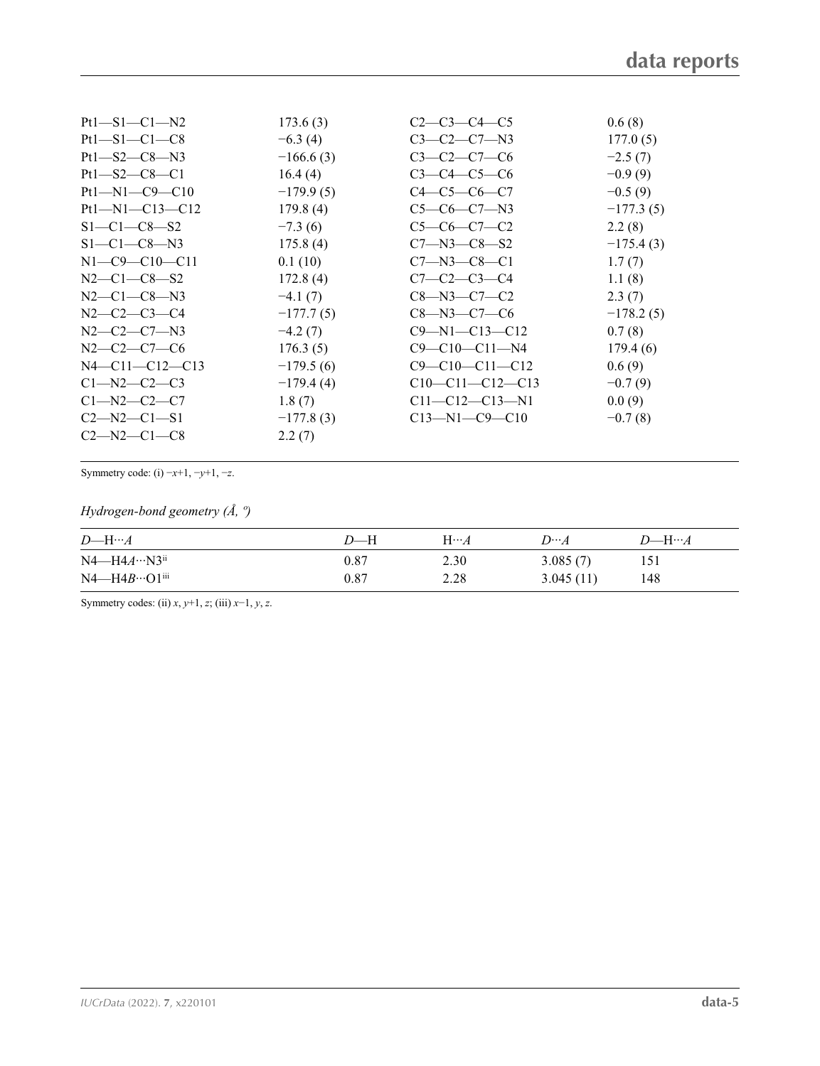| | | | |
|---|---|---|---|
| Pt1—S1—C1—N2 | 173.6 (3) | C2—C3—C4—C5 | 0.6 (8) |
| Pt1—S1—C1—C8 | −6.3 (4) | C3—C2—C7—N3 | 177.0 (5) |
| Pt1—S2—C8—N3 | −166.6 (3) | C3—C2—C7—C6 | −2.5 (7) |
| Pt1—S2—C8—C1 | 16.4 (4) | C3—C4—C5—C6 | −0.9 (9) |
| Pt1—N1—C9—C10 | −179.9 (5) | C4—C5—C6—C7 | −0.5 (9) |
| Pt1—N1—C13—C12 | 179.8 (4) | C5—C6—C7—N3 | −177.3 (5) |
| S1—C1—C8—S2 | −7.3 (6) | C5—C6—C7—C2 | 2.2 (8) |
| S1—C1—C8—N3 | 175.8 (4) | C7—N3—C8—S2 | −175.4 (3) |
| N1—C9—C10—C11 | 0.1 (10) | C7—N3—C8—C1 | 1.7 (7) |
| N2—C1—C8—S2 | 172.8 (4) | C7—C2—C3—C4 | 1.1 (8) |
| N2—C1—C8—N3 | −4.1 (7) | C8—N3—C7—C2 | 2.3 (7) |
| N2—C2—C3—C4 | −177.7 (5) | C8—N3—C7—C6 | −178.2 (5) |
| N2—C2—C7—N3 | −4.2 (7) | C9—N1—C13—C12 | 0.7 (8) |
| N2—C2—C7—C6 | 176.3 (5) | C9—C10—C11—N4 | 179.4 (6) |
| N4—C11—C12—C13 | −179.5 (6) | C9—C10—C11—C12 | 0.6 (9) |
| C1—N2—C2—C3 | −179.4 (4) | C10—C11—C12—C13 | −0.7 (9) |
| C1—N2—C2—C7 | 1.8 (7) | C11—C12—C13—N1 | 0.0 (9) |
| C2—N2—C1—S1 | −177.8 (3) | C13—N1—C9—C10 | −0.7 (8) |
| C2—N2—C1—C8 | 2.2 (7) | | |

Symmetry code: (i) −*x*+1, −*y*+1, −*z*.

*Hydrogen-bond geometry (Å, º)*

| *D*—H···*A* | *D*—H | H···*A* | *D*···*A* | *D*—H···*A* |
|---|---|---|---|---|
| N4—H4*A*···N3[ii] | 0.87 | 2.30 | 3.085 (7) | 151 |
| N4—H4*B*···O1[iii] | 0.87 | 2.28 | 3.045 (11) | 148 |

Symmetry codes: (ii) *x*, *y*+1, *z*; (iii) *x*−1, *y*, *z*.